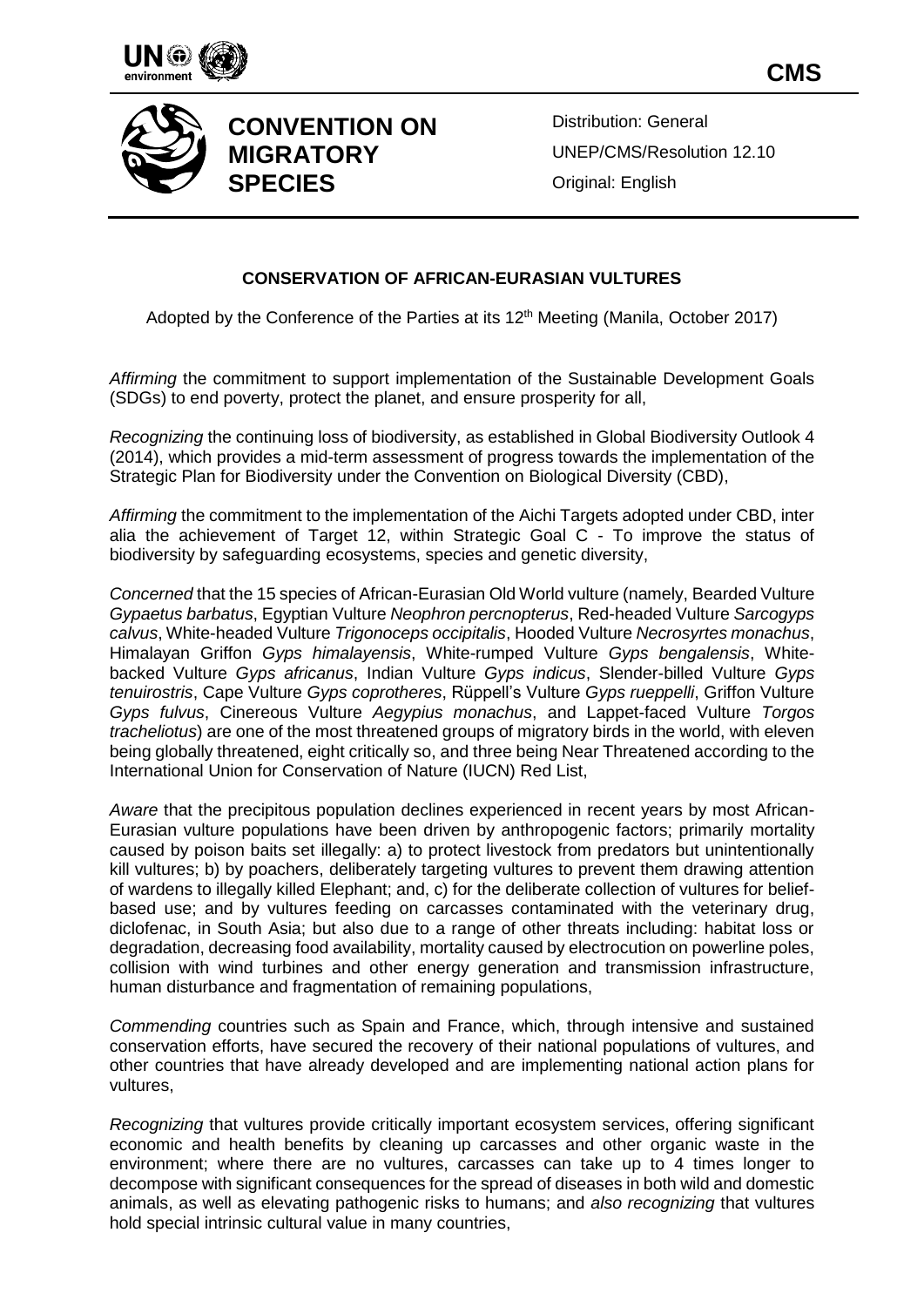**CMS**

**CONVENTION ON MIGRATORY SPECIES**

Distribution: General

UNEP/CMS/Resolution 12.10

Original: English

**CONSERVATION OF AFRICAN-EURASIAN VULTURES**

Adopted by the Conference of the Parties at its 12th Meeting (Manila, October 2017)

*Affirming* the commitment to support implementation of the Sustainable Development Goals (SDGs) to end poverty, protect the planet, and ensure prosperity for all,

*Recognizing* the continuing loss of biodiversity, as established in Global Biodiversity Outlook 4 (2014), which provides a mid-term assessment of progress towards the implementation of the Strategic Plan for Biodiversity under the Convention on Biological Diversity (CBD),

*Affirming* the commitment to the implementation of the Aichi Targets adopted under CBD, inter alia the achievement of Target 12, within Strategic Goal C - To improve the status of biodiversity by safeguarding ecosystems, species and genetic diversity,

*Concerned* that the 15 species of African-Eurasian Old World vulture (namely, Bearded Vulture *Gypaetus barbatus*, Egyptian Vulture *Neophron percnopterus*, Red-headed Vulture *Sarcogyps calvus*, White-headed Vulture *Trigonoceps occipitalis*, Hooded Vulture *Necrosyrtes monachus*, Himalayan Griffon *Gyps himalayensis*, White-rumped Vulture *Gyps bengalensis*, White-backed Vulture *Gyps africanus*, Indian Vulture *Gyps indicus*, Slender-billed Vulture *Gyps tenuirostris*, Cape Vulture *Gyps coprotheres*, Rüppell's Vulture *Gyps rueppelli*, Griffon Vulture *Gyps fulvus*, Cinereous Vulture *Aegypius monachus*, and Lappet-faced Vulture *Torgos tracheliotus*) are one of the most threatened groups of migratory birds in the world, with eleven being globally threatened, eight critically so, and three being Near Threatened according to the International Union for Conservation of Nature (IUCN) Red List,

*Aware* that the precipitous population declines experienced in recent years by most African-Eurasian vulture populations have been driven by anthropogenic factors; primarily mortality caused by poison baits set illegally: a) to protect livestock from predators but unintentionally kill vultures; b) by poachers, deliberately targeting vultures to prevent them drawing attention of wardens to illegally killed Elephant; and, c) for the deliberate collection of vultures for belief-based use; and by vultures feeding on carcasses contaminated with the veterinary drug, diclofenac, in South Asia; but also due to a range of other threats including: habitat loss or degradation, decreasing food availability, mortality caused by electrocution on powerline poles, collision with wind turbines and other energy generation and transmission infrastructure, human disturbance and fragmentation of remaining populations,

*Commending* countries such as Spain and France, which, through intensive and sustained conservation efforts, have secured the recovery of their national populations of vultures, and other countries that have already developed and are implementing national action plans for vultures,

*Recognizing* that vultures provide critically important ecosystem services, offering significant economic and health benefits by cleaning up carcasses and other organic waste in the environment; where there are no vultures, carcasses can take up to 4 times longer to decompose with significant consequences for the spread of diseases in both wild and domestic animals, as well as elevating pathogenic risks to humans; and *also recognizing* that vultures hold special intrinsic cultural value in many countries,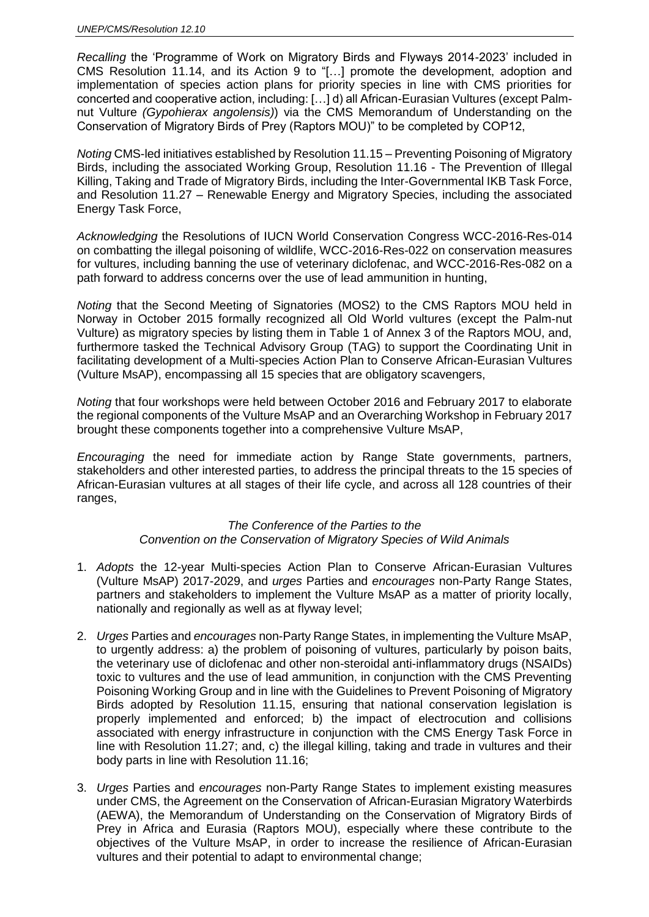*Recalling* the 'Programme of Work on Migratory Birds and Flyways 2014-2023' included in CMS Resolution 11.14, and its Action 9 to "[…] promote the development, adoption and implementation of species action plans for priority species in line with CMS priorities for concerted and cooperative action, including: […] d) all African-Eurasian Vultures (except Palm-nut Vulture *(Gypohierax angolensis)*) via the CMS Memorandum of Understanding on the Conservation of Migratory Birds of Prey (Raptors MOU)" to be completed by COP12,

*Noting* CMS-led initiatives established by Resolution 11.15 – Preventing Poisoning of Migratory Birds, including the associated Working Group, Resolution 11.16 - The Prevention of Illegal Killing, Taking and Trade of Migratory Birds, including the Inter-Governmental IKB Task Force, and Resolution 11.27 – Renewable Energy and Migratory Species, including the associated Energy Task Force,

*Acknowledging* the Resolutions of IUCN World Conservation Congress WCC-2016-Res-014 on combatting the illegal poisoning of wildlife, WCC-2016-Res-022 on conservation measures for vultures, including banning the use of veterinary diclofenac, and WCC-2016-Res-082 on a path forward to address concerns over the use of lead ammunition in hunting,

*Noting* that the Second Meeting of Signatories (MOS2) to the CMS Raptors MOU held in Norway in October 2015 formally recognized all Old World vultures (except the Palm-nut Vulture) as migratory species by listing them in Table 1 of Annex 3 of the Raptors MOU, and, furthermore tasked the Technical Advisory Group (TAG) to support the Coordinating Unit in facilitating development of a Multi-species Action Plan to Conserve African-Eurasian Vultures (Vulture MsAP), encompassing all 15 species that are obligatory scavengers,

*Noting* that four workshops were held between October 2016 and February 2017 to elaborate the regional components of the Vulture MsAP and an Overarching Workshop in February 2017 brought these components together into a comprehensive Vulture MsAP,

*Encouraging* the need for immediate action by Range State governments, partners, stakeholders and other interested parties, to address the principal threats to the 15 species of African-Eurasian vultures at all stages of their life cycle, and across all 128 countries of their ranges,

*The Conference of the Parties to the*
*Convention on the Conservation of Migratory Species of Wild Animals*

1. *Adopts* the 12-year Multi-species Action Plan to Conserve African-Eurasian Vultures (Vulture MsAP) 2017-2029, and *urges* Parties and *encourages* non-Party Range States, partners and stakeholders to implement the Vulture MsAP as a matter of priority locally, nationally and regionally as well as at flyway level;

2. *Urges* Parties and *encourages* non-Party Range States, in implementing the Vulture MsAP, to urgently address: a) the problem of poisoning of vultures, particularly by poison baits, the veterinary use of diclofenac and other non-steroidal anti-inflammatory drugs (NSAIDs) toxic to vultures and the use of lead ammunition, in conjunction with the CMS Preventing Poisoning Working Group and in line with the Guidelines to Prevent Poisoning of Migratory Birds adopted by Resolution 11.15, ensuring that national conservation legislation is properly implemented and enforced; b) the impact of electrocution and collisions associated with energy infrastructure in conjunction with the CMS Energy Task Force in line with Resolution 11.27; and, c) the illegal killing, taking and trade in vultures and their body parts in line with Resolution 11.16;

3. *Urges* Parties and *encourages* non-Party Range States to implement existing measures under CMS, the Agreement on the Conservation of African-Eurasian Migratory Waterbirds (AEWA), the Memorandum of Understanding on the Conservation of Migratory Birds of Prey in Africa and Eurasia (Raptors MOU), especially where these contribute to the objectives of the Vulture MsAP, in order to increase the resilience of African-Eurasian vultures and their potential to adapt to environmental change;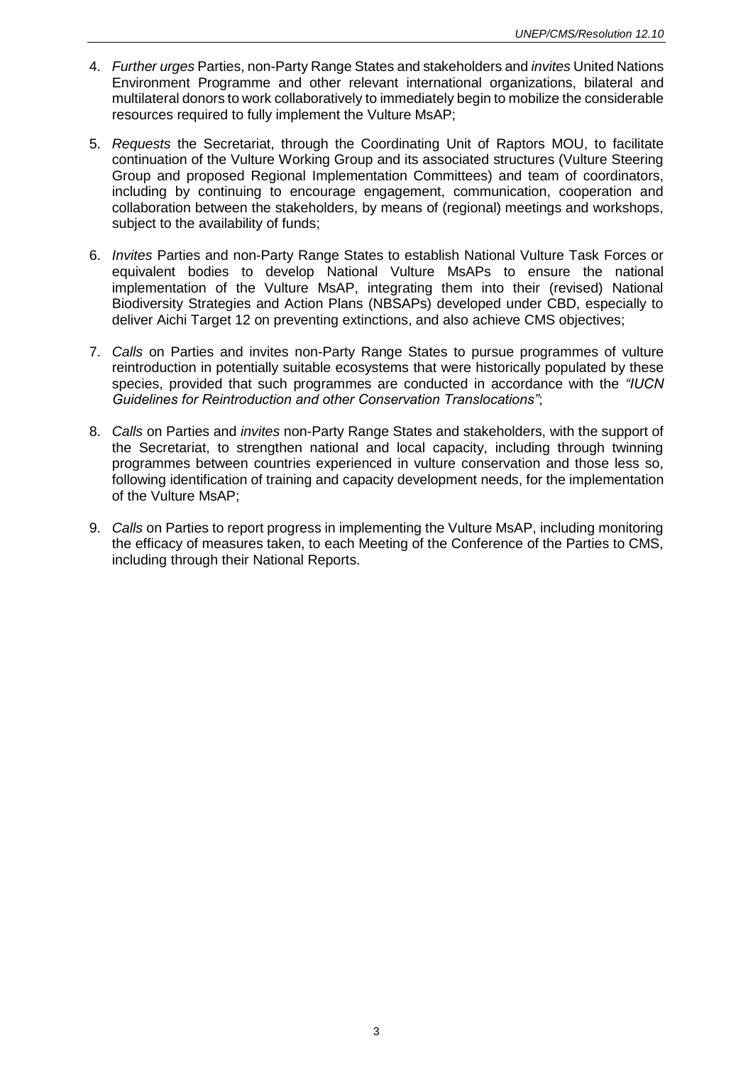4. *Further urges* Parties, non-Party Range States and stakeholders and *invites* United Nations Environment Programme and other relevant international organizations, bilateral and multilateral donors to work collaboratively to immediately begin to mobilize the considerable resources required to fully implement the Vulture MsAP;

5. *Requests* the Secretariat, through the Coordinating Unit of Raptors MOU, to facilitate continuation of the Vulture Working Group and its associated structures (Vulture Steering Group and proposed Regional Implementation Committees) and team of coordinators, including by continuing to encourage engagement, communication, cooperation and collaboration between the stakeholders, by means of (regional) meetings and workshops, subject to the availability of funds;

6. *Invites* Parties and non-Party Range States to establish National Vulture Task Forces or equivalent bodies to develop National Vulture MsAPs to ensure the national implementation of the Vulture MsAP, integrating them into their (revised) National Biodiversity Strategies and Action Plans (NBSAPs) developed under CBD, especially to deliver Aichi Target 12 on preventing extinctions, and also achieve CMS objectives;

7. *Calls* on Parties and invites non-Party Range States to pursue programmes of vulture reintroduction in potentially suitable ecosystems that were historically populated by these species, provided that such programmes are conducted in accordance with the *"IUCN Guidelines for Reintroduction and other Conservation Translocations"*;

8. *Calls* on Parties and *invites* non-Party Range States and stakeholders, with the support of the Secretariat, to strengthen national and local capacity, including through twinning programmes between countries experienced in vulture conservation and those less so, following identification of training and capacity development needs, for the implementation of the Vulture MsAP;

9. *Calls* on Parties to report progress in implementing the Vulture MsAP, including monitoring the efficacy of measures taken, to each Meeting of the Conference of the Parties to CMS, including through their National Reports.